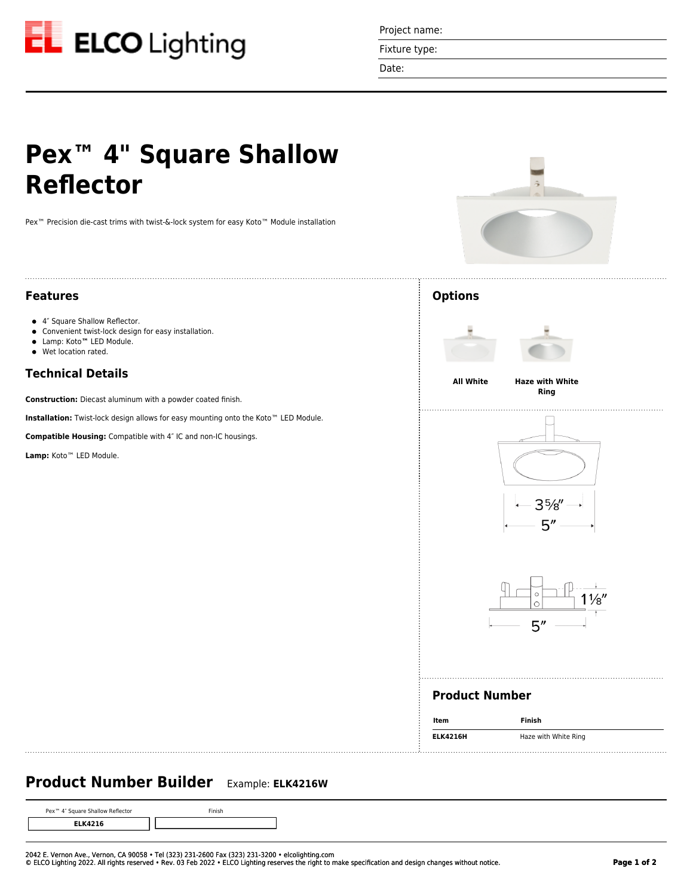Project name:

Fixture type:

Date:

# Pex™ 4" Square Shallow Reflector

Pex™ Precision die-cast trims with twist-&-lock system for easy Koto™ Module installation

## Features

- 4″ Square Shallow Reflector.
- Convenient twist-lock design for easy installation.
- Lamp: Koto™ LED Module.
- Wet location rated.

## Technical Details

**Construction:** Diecast aluminum with a powder coated finish.

**Installation:** Twist-lock design allows for easy mounting onto the Koto™ LED Module.

**Compatible Housing:** Compatible with 4″ IC and non-IC housings.

**Lamp:** Koto™ LED Module.

## Options

**All White**

**Haze with White Ring**

3⅝″

5″

1⅛″

5″

## Product Number

| Item | Finish |
|---|---|
| **ELK4216H** | Haze with White Ring |

## Product Number Builder

Example: **ELK4216W**

| Pex™ 4″ Square Shallow Reflector | Finish |
|---|---|
| **ELK4216** | |

2042 E. Vernon Ave., Vernon, CA 90058 • Tel (323) 231-2600 Fax (323) 231-3200 • elcolighting.com
© ELCO Lighting 2022. All rights reserved • Rev. 03 Feb 2022 • ELCO Lighting reserves the right to make specification and design changes without notice.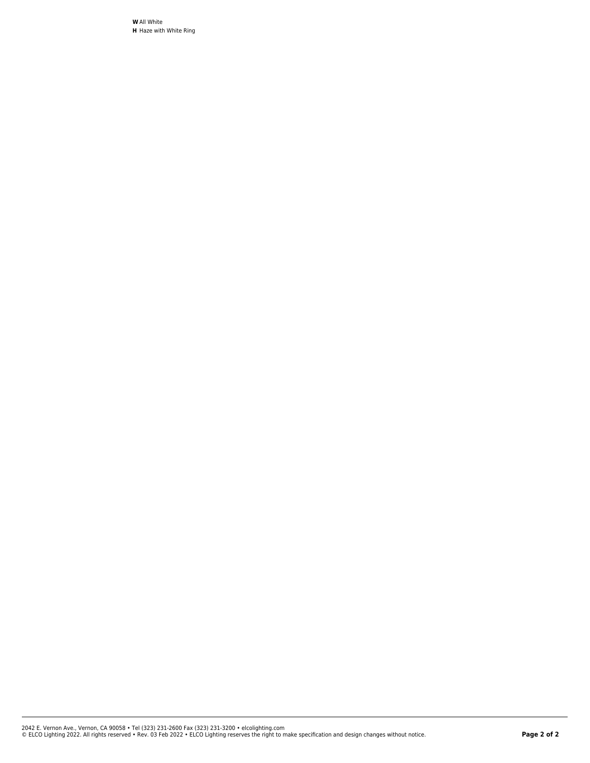**W** All White
**H** Haze with White Ring